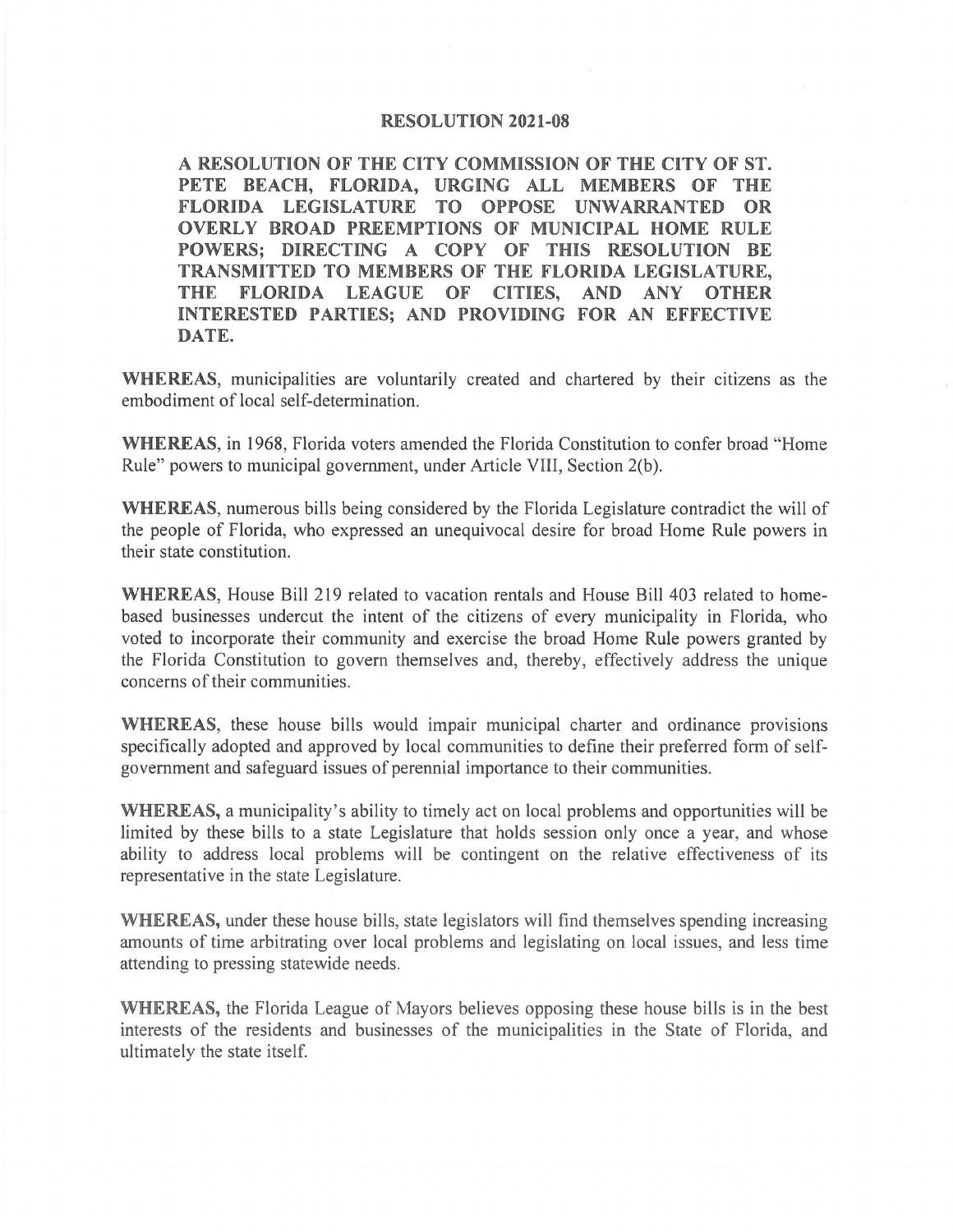# RESOLUTION 2021-08

**A RESOLUTION OF THE CITY COMMISSION OF THE CITY OF ST. PETE BEACH, FLORIDA, URGING ALL MEMBERS OF THE FLORIDA LEGISLATURE TO OPPOSE UNWARRANTED OR OVERLY BROAD PREEMPTIONS OF MUNICIPAL HOME RULE POWERS; DIRECTING A COPY OF THIS RESOLUTION BE TRANSMITTED TO MEMBERS OF THE FLORIDA LEGISLATURE, THE FLORIDA LEAGUE OF CITIES, AND ANY OTHER INTERESTED PARTIES; AND PROVIDING FOR AN EFFECTIVE DATE.**

**WHEREAS**, municipalities are voluntarily created and chartered by their citizens as the embodiment of local self-determination.

**WHEREAS**, in 1968, Florida voters amended the Florida Constitution to confer broad "Home Rule" powers to municipal government, under Article VIII, Section 2(b).

**WHEREAS**, numerous bills being considered by the Florida Legislature contradict the will of the people of Florida, who expressed an unequivocal desire for broad Home Rule powers in their state constitution.

**WHEREAS**, House Bill 219 related to vacation rentals and House Bill 403 related to home-based businesses undercut the intent of the citizens of every municipality in Florida, who voted to incorporate their community and exercise the broad Home Rule powers granted by the Florida Constitution to govern themselves and, thereby, effectively address the unique concerns of their communities.

**WHEREAS**, these house bills would impair municipal charter and ordinance provisions specifically adopted and approved by local communities to define their preferred form of self-government and safeguard issues of perennial importance to their communities.

**WHEREAS,** a municipality's ability to timely act on local problems and opportunities will be limited by these bills to a state Legislature that holds session only once a year, and whose ability to address local problems will be contingent on the relative effectiveness of its representative in the state Legislature.

**WHEREAS,** under these house bills, state legislators will find themselves spending increasing amounts of time arbitrating over local problems and legislating on local issues, and less time attending to pressing statewide needs.

**WHEREAS,** the Florida League of Mayors believes opposing these house bills is in the best interests of the residents and businesses of the municipalities in the State of Florida, and ultimately the state itself.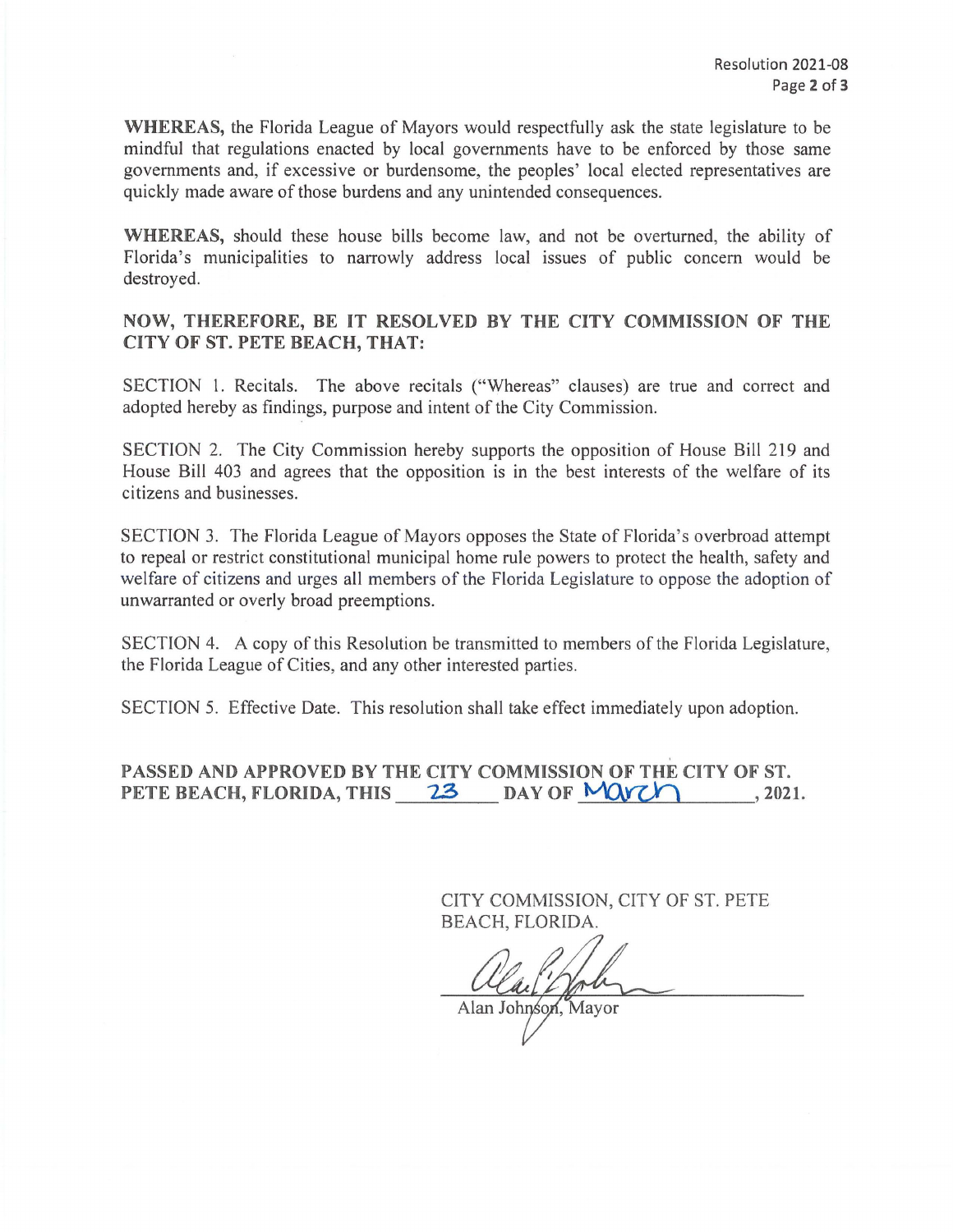**WHEREAS,** the Florida League of Mayors would respectfully ask the state legislature to be mindful that regulations enacted by local governments have to be enforced by those same governments and, if excessive or burdensome, the peoples' local elected representatives are quickly made aware of those burdens and any unintended consequences.

**WHEREAS,** should these house bills become law, and not be overturned, the ability of Florida's municipalities to narrowly address local issues of public concern would be destroyed.

**NOW, THEREFORE, BE IT RESOLVED BY THE CITY COMMISSION OF THE CITY OF ST. PETE BEACH, THAT:**

SECTION 1. Recitals. The above recitals ("Whereas" clauses) are true and correct and adopted hereby as findings, purpose and intent of the City Commission.

SECTION 2. The City Commission hereby supports the opposition of House Bill 219 and House Bill 403 and agrees that the opposition is in the best interests of the welfare of its citizens and businesses.

SECTION 3. The Florida League of Mayors opposes the State of Florida's overbroad attempt to repeal or restrict constitutional municipal home rule powers to protect the health, safety and welfare of citizens and urges all members of the Florida Legislature to oppose the adoption of unwarranted or overly broad preemptions.

SECTION 4. A copy of this Resolution be transmitted to members of the Florida Legislature, the Florida League of Cities, and any other interested parties.

SECTION 5. Effective Date. This resolution shall take effect immediately upon adoption.

**PASSED AND APPROVED BY THE CITY COMMISSION OF THE CITY OF ST. PETE BEACH, FLORIDA, THIS 23 DAY OF March, 2021.**

CITY COMMISSION, CITY OF ST. PETE BEACH, FLORIDA.

Alan Johnson, Mayor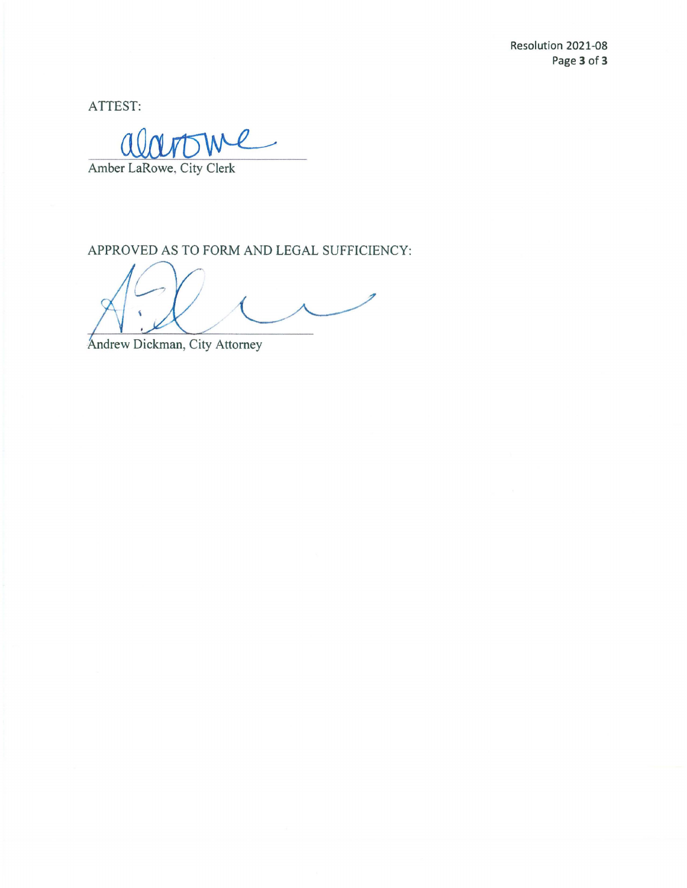ATTEST:

Amber LaRowe, City Clerk

APPROVED AS TO FORM AND LEGAL SUFFICIENCY:

Andrew Dickman, City Attorney